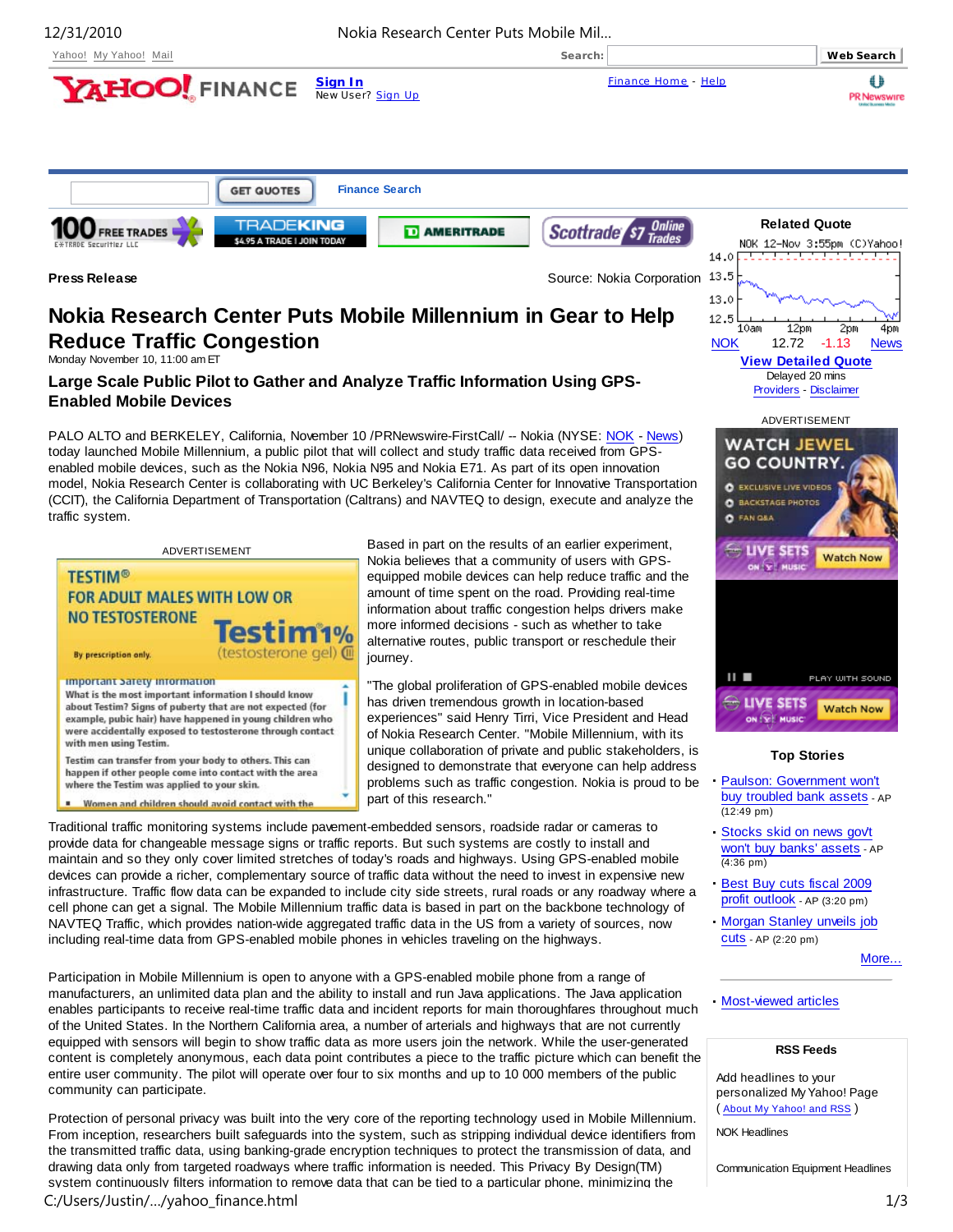Press Release

Source: Nokia Corporation

# Nokia Research Center Puts Mobile Millennium in Gear to Help Reduce Traffic Congestion

Monday November 10, 11:00 am ET

### Large Scale Public Pilot to Gather and Analyze Traffic Information Using GPS-Enabled Mobile Devices

PALO ALTO and BERKELEY, California, November 10 /PRNewswire-FirstCall/ -- Nokia (NYSE: NOK - News) today launched Mobile Millennium, a public pilot that will collect and study traffic data received from GPS-enabled mobile devices, such as the Nokia N96, Nokia N95 and Nokia E71. As part of its open innovation model, Nokia Research Center is collaborating with UC Berkeley's California Center for Innovative Transportation (CCIT), the California Department of Transportation (Caltrans) and NAVTEQ to design, execute and analyze the traffic system.

Based in part on the results of an earlier experiment, Nokia believes that a community of users with GPS-equipped mobile devices can help reduce traffic and the amount of time spent on the road. Providing real-time information about traffic congestion helps drivers make more informed decisions - such as whether to take alternative routes, public transport or reschedule their journey.

"The global proliferation of GPS-enabled mobile devices has driven tremendous growth in location-based experiences" said Henry Tirri, Vice President and Head of Nokia Research Center. "Mobile Millennium, with its unique collaboration of private and public stakeholders, is designed to demonstrate that everyone can help address problems such as traffic congestion. Nokia is proud to be part of this research."

Traditional traffic monitoring systems include pavement-embedded sensors, roadside radar or cameras to provide data for changeable message signs or traffic reports. But such systems are costly to install and maintain and so they only cover limited stretches of today's roads and highways. Using GPS-enabled mobile devices can provide a richer, complementary source of traffic data without the need to invest in expensive new infrastructure. Traffic flow data can be expanded to include city side streets, rural roads or any roadway where a cell phone can get a signal. The Mobile Millennium traffic data is based in part on the backbone technology of NAVTEQ Traffic, which provides nation-wide aggregated traffic data in the US from a variety of sources, now including real-time data from GPS-enabled mobile phones in vehicles traveling on the highways.

Participation in Mobile Millennium is open to anyone with a GPS-enabled mobile phone from a range of manufacturers, an unlimited data plan and the ability to install and run Java applications. The Java application enables participants to receive real-time traffic data and incident reports for main thoroughfares throughout much of the United States. In the Northern California area, a number of arterials and highways that are not currently equipped with sensors will begin to show traffic data as more users join the network. While the user-generated content is completely anonymous, each data point contributes a piece to the traffic picture which can benefit the entire user community. The pilot will operate over four to six months and up to 10 000 members of the public community can participate.

Protection of personal privacy was built into the very core of the reporting technology used in Mobile Millennium. From inception, researchers built safeguards into the system, such as stripping individual device identifiers from the transmitted traffic data, using banking-grade encryption techniques to protect the transmission of data, and drawing data only from targeted roadways where traffic information is needed. This Privacy By Design(TM) system continuously filters information to remove data that can be tied to a particular phone, minimizing the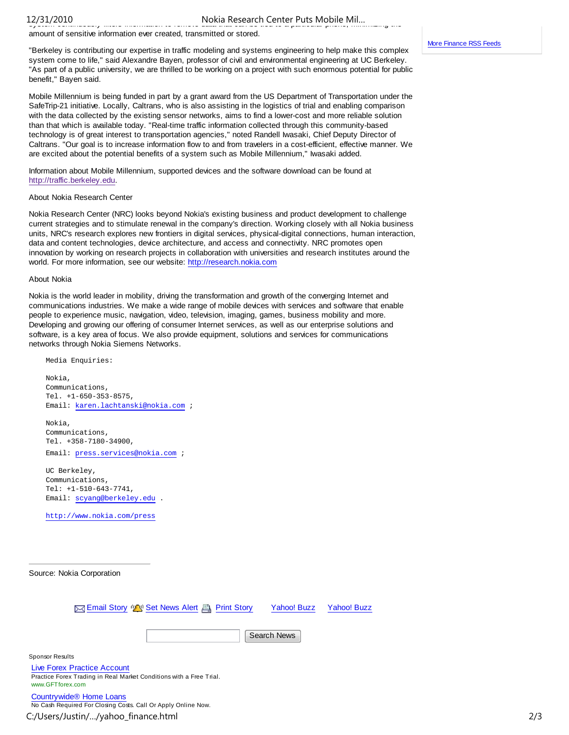amount of sensitive information ever created, transmitted or stored.

"Berkeley is contributing our expertise in traffic modeling and systems engineering to help make this complex system come to life," said Alexandre Bayen, professor of civil and environmental engineering at UC Berkeley. "As part of a public university, we are thrilled to be working on a project with such enormous potential for public benefit," Bayen said.

Mobile Millennium is being funded in part by a grant award from the US Department of Transportation under the SafeTrip-21 initiative. Locally, Caltrans, who is also assisting in the logistics of trial and enabling comparison with the data collected by the existing sensor networks, aims to find a lower-cost and more reliable solution than that which is available today. "Real-time traffic information collected through this community-based technology is of great interest to transportation agencies," noted Randell Iwasaki, Chief Deputy Director of Caltrans. "Our goal is to increase information flow to and from travelers in a cost-efficient, effective manner. We are excited about the potential benefits of a system such as Mobile Millennium," Iwasaki added.

Information about Mobile Millennium, supported devices and the software download can be found at http://traffic.berkeley.edu.

About Nokia Research Center

Nokia Research Center (NRC) looks beyond Nokia's existing business and product development to challenge current strategies and to stimulate renewal in the company's direction. Working closely with all Nokia business units, NRC's research explores new frontiers in digital services, physical-digital connections, human interaction, data and content technologies, device architecture, and access and connectivity. NRC promotes open innovation by working on research projects in collaboration with universities and research institutes around the world. For more information, see our website: http://research.nokia.com

About Nokia

Nokia is the world leader in mobility, driving the transformation and growth of the converging Internet and communications industries. We make a wide range of mobile devices with services and software that enable people to experience music, navigation, video, television, imaging, games, business mobility and more. Developing and growing our offering of consumer Internet services, as well as our enterprise solutions and software, is a key area of focus. We also provide equipment, solutions and services for communications networks through Nokia Siemens Networks.

```
Media Enquiries:

Nokia,
Communications,
Tel. +1-650-353-8575,
Email: karen.lachtanski@nokia.com ;

Nokia,
Communications,
Tel. +358-7180-34900,
Email: press.services@nokia.com ;

UC Berkeley,
Communications,
Tel: +1-510-643-7741,
Email: scyang@berkeley.edu .

http://www.nokia.com/press
```

Source: Nokia Corporation

Email Story Set News Alert Print Story Yahoo! Buzz Yahoo! Buzz

Search News

Sponsor Results

Live Forex Practice Account
Practice Forex Trading in Real Market Conditions with a Free Trial.
www.GFTforex.com

Countrywide® Home Loans
No Cash Required For Closing Costs. Call Or Apply Online Now.

More Finance RSS Feeds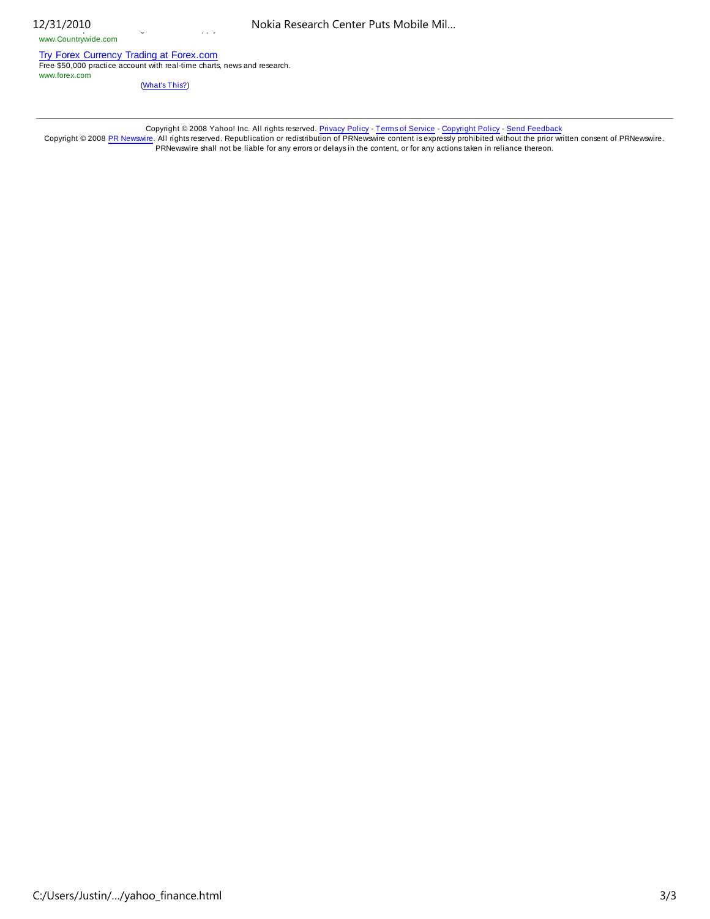www.Countrywide.com

[Try Forex Currency Trading at Forex.com]
Free $50,000 practice account with real-time charts, news and research.
www.forex.com

(What's This?)

---

Copyright © 2008 Yahoo! Inc. All rights reserved. Privacy Policy - Terms of Service - Copyright Policy - Send Feedback
Copyright © 2008 PR Newswire. All rights reserved. Republication or redistribution of PRNewswire content is expressly prohibited without the prior written consent of PRNewswire. PRNewswire shall not be liable for any errors or delays in the content, or for any actions taken in reliance thereon.